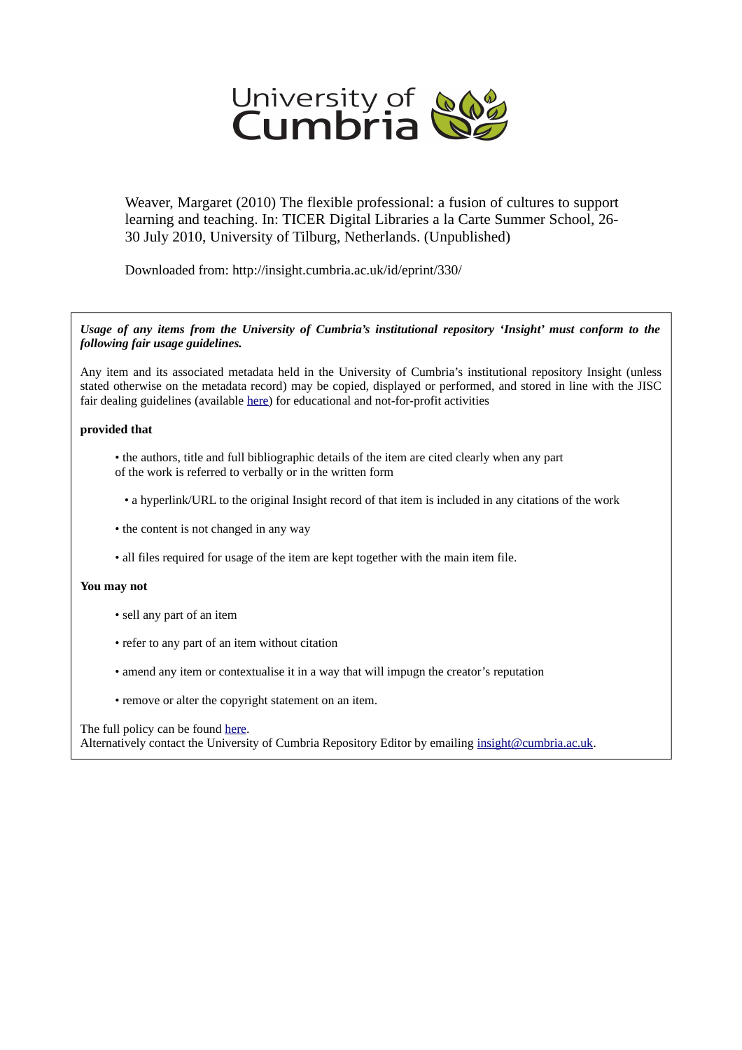University of Cumbria

Weaver, Margaret (2010) The flexible professional: a fusion of cultures to support learning and teaching. In: TICER Digital Libraries a la Carte Summer School, 26-30 July 2010, University of Tilburg, Netherlands. (Unpublished)

Downloaded from: http://insight.cumbria.ac.uk/id/eprint/330/

***Usage of any items from the University of Cumbria's institutional repository 'Insight' must conform to the following fair usage guidelines.***

Any item and its associated metadata held in the University of Cumbria's institutional repository Insight (unless stated otherwise on the metadata record) may be copied, displayed or performed, and stored in line with the JISC fair dealing guidelines (available here) for educational and not-for-profit activities

**provided that**

- the authors, title and full bibliographic details of the item are cited clearly when any part of the work is referred to verbally or in the written form
- a hyperlink/URL to the original Insight record of that item is included in any citations of the work
- the content is not changed in any way
- all files required for usage of the item are kept together with the main item file.

**You may not**

- sell any part of an item
- refer to any part of an item without citation
- amend any item or contextualise it in a way that will impugn the creator's reputation
- remove or alter the copyright statement on an item.

The full policy can be found here.
Alternatively contact the University of Cumbria Repository Editor by emailing insight@cumbria.ac.uk.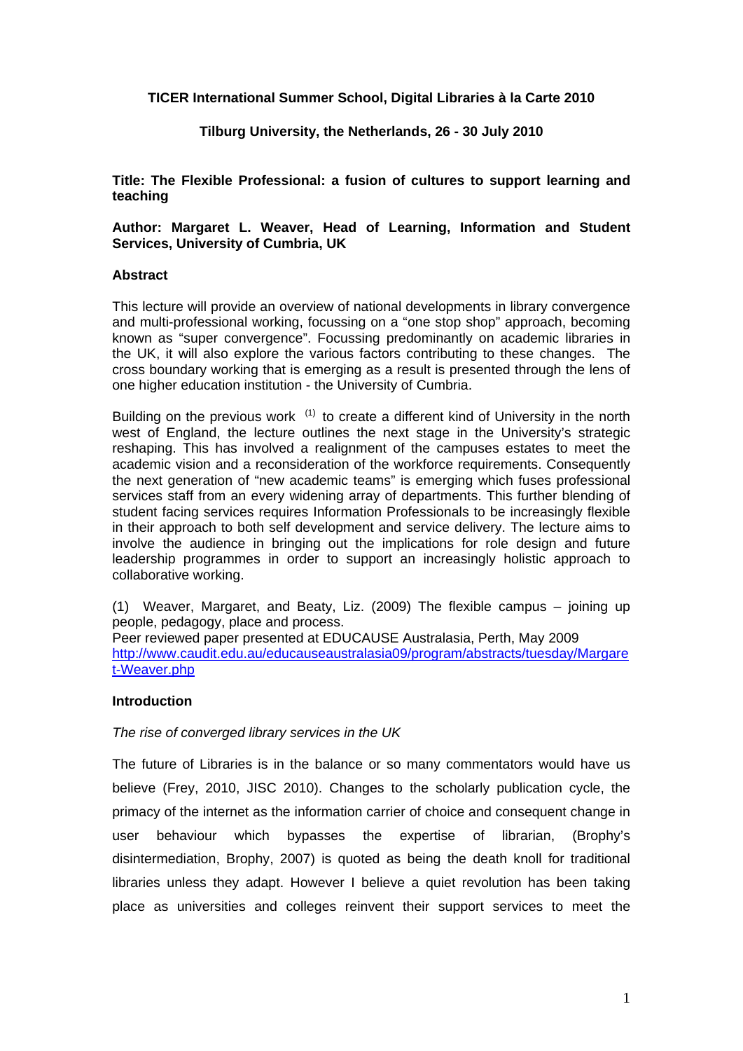**TICER International Summer School, Digital Libraries à la Carte 2010**

**Tilburg University, the Netherlands, 26 - 30 July 2010**

**Title: The Flexible Professional: a fusion of cultures to support learning and teaching**

**Author: Margaret L. Weaver, Head of Learning, Information and Student Services, University of Cumbria, UK**

## Abstract

This lecture will provide an overview of national developments in library convergence and multi-professional working, focussing on a "one stop shop" approach, becoming known as "super convergence". Focussing predominantly on academic libraries in the UK, it will also explore the various factors contributing to these changes. The cross boundary working that is emerging as a result is presented through the lens of one higher education institution - the University of Cumbria.

Building on the previous work [(1)] to create a different kind of University in the north west of England, the lecture outlines the next stage in the University's strategic reshaping. This has involved a realignment of the campuses estates to meet the academic vision and a reconsideration of the workforce requirements. Consequently the next generation of "new academic teams" is emerging which fuses professional services staff from an every widening array of departments. This further blending of student facing services requires Information Professionals to be increasingly flexible in their approach to both self development and service delivery. The lecture aims to involve the audience in bringing out the implications for role design and future leadership programmes in order to support an increasingly holistic approach to collaborative working.

(1) Weaver, Margaret, and Beaty, Liz. (2009) The flexible campus – joining up people, pedagogy, place and process.
Peer reviewed paper presented at EDUCAUSE Australasia, Perth, May 2009
http://www.caudit.edu.au/educauseaustralasia09/program/abstracts/tuesday/Margaret-Weaver.php

## Introduction

*The rise of converged library services in the UK*

The future of Libraries is in the balance or so many commentators would have us believe (Frey, 2010, JISC 2010). Changes to the scholarly publication cycle, the primacy of the internet as the information carrier of choice and consequent change in user behaviour which bypasses the expertise of librarian, (Brophy's disintermediation, Brophy, 2007) is quoted as being the death knoll for traditional libraries unless they adapt. However I believe a quiet revolution has been taking place as universities and colleges reinvent their support services to meet the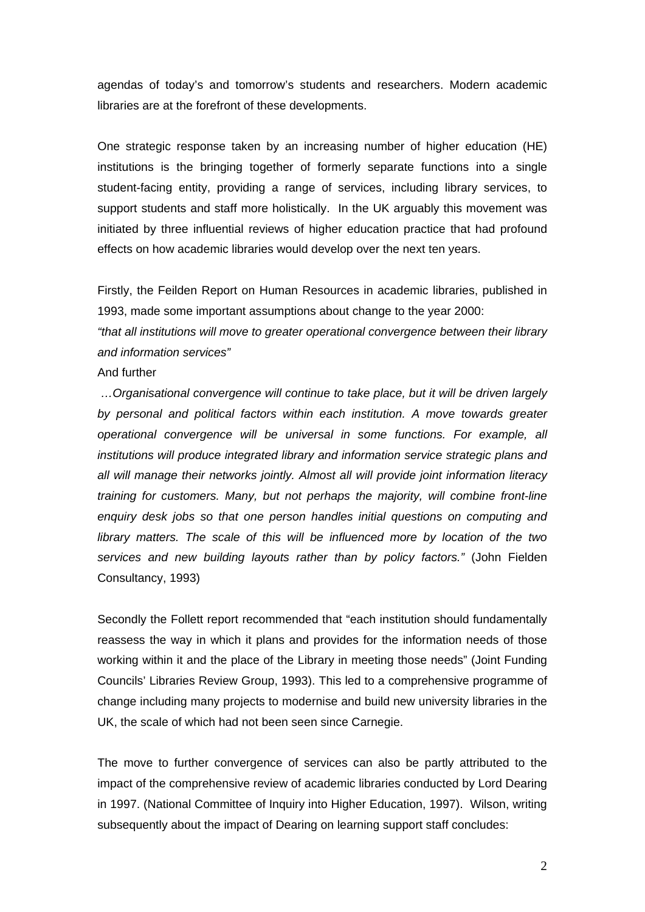agendas of today's and tomorrow's students and researchers. Modern academic libraries are at the forefront of these developments.

One strategic response taken by an increasing number of higher education (HE) institutions is the bringing together of formerly separate functions into a single student-facing entity, providing a range of services, including library services, to support students and staff more holistically. In the UK arguably this movement was initiated by three influential reviews of higher education practice that had profound effects on how academic libraries would develop over the next ten years.

Firstly, the Feilden Report on Human Resources in academic libraries, published in 1993, made some important assumptions about change to the year 2000:

*"that all institutions will move to greater operational convergence between their library and information services"*

And further

*…Organisational convergence will continue to take place, but it will be driven largely by personal and political factors within each institution. A move towards greater operational convergence will be universal in some functions. For example, all institutions will produce integrated library and information service strategic plans and all will manage their networks jointly. Almost all will provide joint information literacy training for customers. Many, but not perhaps the majority, will combine front-line enquiry desk jobs so that one person handles initial questions on computing and library matters. The scale of this will be influenced more by location of the two services and new building layouts rather than by policy factors."* (John Fielden Consultancy, 1993)

Secondly the Follett report recommended that "each institution should fundamentally reassess the way in which it plans and provides for the information needs of those working within it and the place of the Library in meeting those needs" (Joint Funding Councils' Libraries Review Group, 1993). This led to a comprehensive programme of change including many projects to modernise and build new university libraries in the UK, the scale of which had not been seen since Carnegie.

The move to further convergence of services can also be partly attributed to the impact of the comprehensive review of academic libraries conducted by Lord Dearing in 1997. (National Committee of Inquiry into Higher Education, 1997). Wilson, writing subsequently about the impact of Dearing on learning support staff concludes: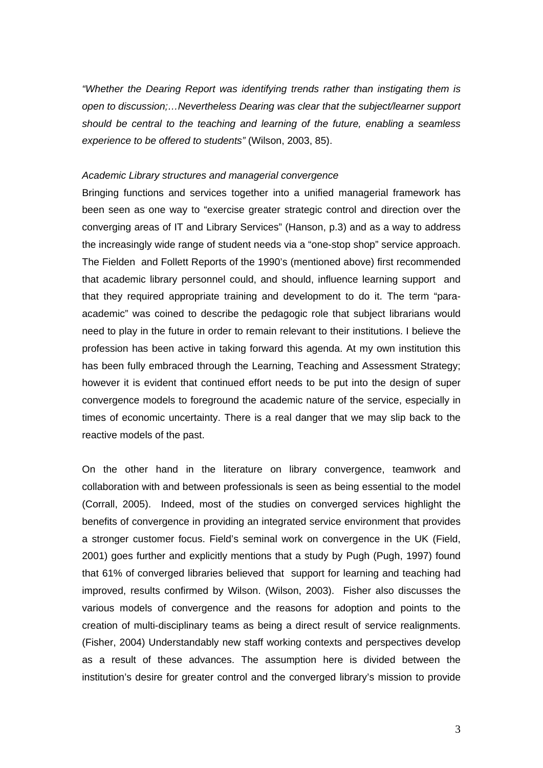*"Whether the Dearing Report was identifying trends rather than instigating them is open to discussion;…Nevertheless Dearing was clear that the subject/learner support should be central to the teaching and learning of the future, enabling a seamless experience to be offered to students"* (Wilson, 2003, 85).

*Academic Library structures and managerial convergence*

Bringing functions and services together into a unified managerial framework has been seen as one way to "exercise greater strategic control and direction over the converging areas of IT and Library Services" (Hanson, p.3) and as a way to address the increasingly wide range of student needs via a "one-stop shop" service approach. The Fielden and Follett Reports of the 1990's (mentioned above) first recommended that academic library personnel could, and should, influence learning support and that they required appropriate training and development to do it. The term "para-academic" was coined to describe the pedagogic role that subject librarians would need to play in the future in order to remain relevant to their institutions. I believe the profession has been active in taking forward this agenda. At my own institution this has been fully embraced through the Learning, Teaching and Assessment Strategy; however it is evident that continued effort needs to be put into the design of super convergence models to foreground the academic nature of the service, especially in times of economic uncertainty. There is a real danger that we may slip back to the reactive models of the past.

On the other hand in the literature on library convergence, teamwork and collaboration with and between professionals is seen as being essential to the model (Corrall, 2005). Indeed, most of the studies on converged services highlight the benefits of convergence in providing an integrated service environment that provides a stronger customer focus. Field's seminal work on convergence in the UK (Field, 2001) goes further and explicitly mentions that a study by Pugh (Pugh, 1997) found that 61% of converged libraries believed that support for learning and teaching had improved, results confirmed by Wilson. (Wilson, 2003). Fisher also discusses the various models of convergence and the reasons for adoption and points to the creation of multi-disciplinary teams as being a direct result of service realignments. (Fisher, 2004) Understandably new staff working contexts and perspectives develop as a result of these advances. The assumption here is divided between the institution's desire for greater control and the converged library's mission to provide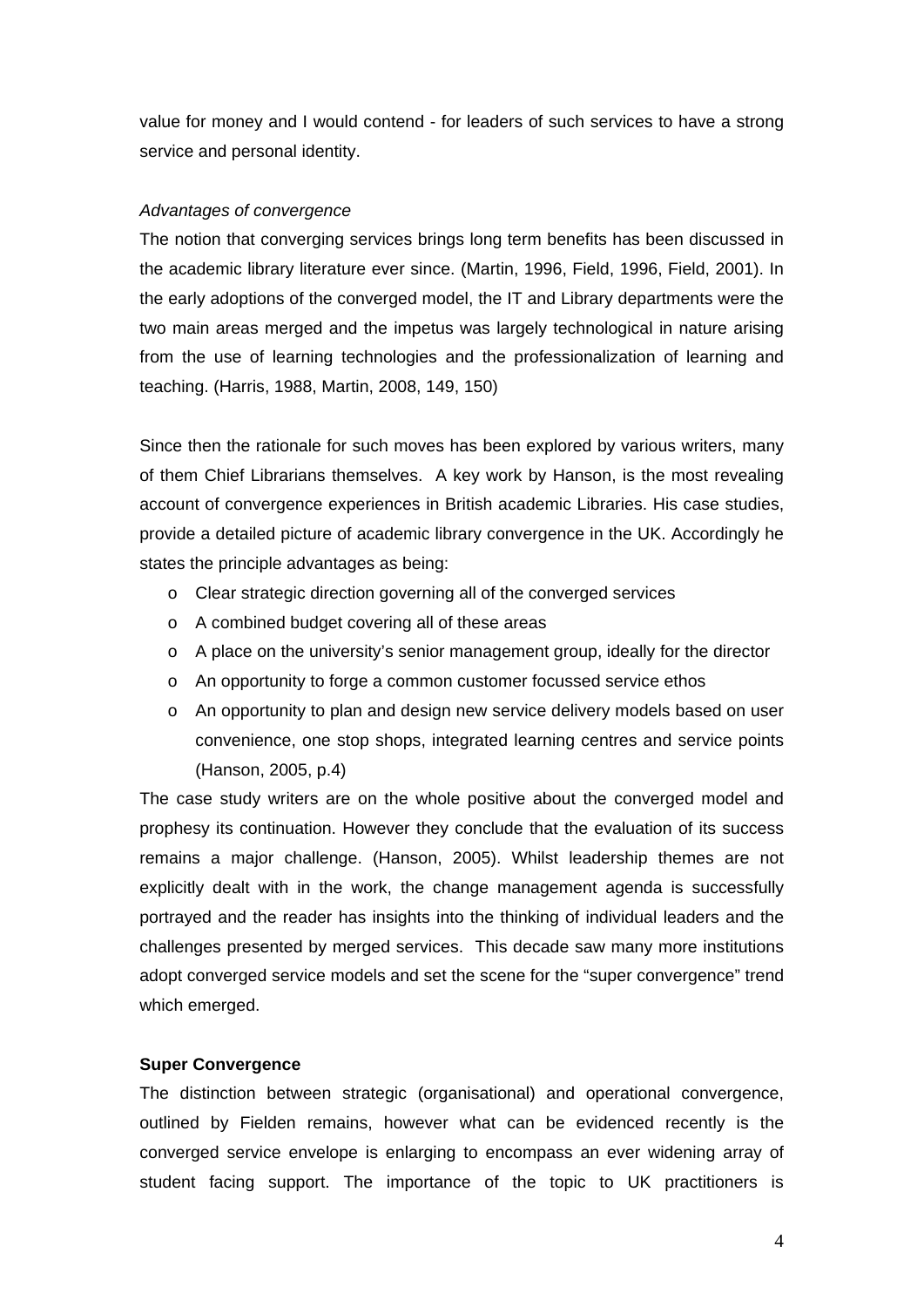value for money and I would contend - for leaders of such services to have a strong service and personal identity.

*Advantages of convergence*

The notion that converging services brings long term benefits has been discussed in the academic library literature ever since. (Martin, 1996, Field, 1996, Field, 2001). In the early adoptions of the converged model, the IT and Library departments were the two main areas merged and the impetus was largely technological in nature arising from the use of learning technologies and the professionalization of learning and teaching. (Harris, 1988, Martin, 2008, 149, 150)

Since then the rationale for such moves has been explored by various writers, many of them Chief Librarians themselves. A key work by Hanson, is the most revealing account of convergence experiences in British academic Libraries. His case studies, provide a detailed picture of academic library convergence in the UK. Accordingly he states the principle advantages as being:

- Clear strategic direction governing all of the converged services
- A combined budget covering all of these areas
- A place on the university's senior management group, ideally for the director
- An opportunity to forge a common customer focussed service ethos
- An opportunity to plan and design new service delivery models based on user convenience, one stop shops, integrated learning centres and service points (Hanson, 2005, p.4)

The case study writers are on the whole positive about the converged model and prophesy its continuation. However they conclude that the evaluation of its success remains a major challenge. (Hanson, 2005). Whilst leadership themes are not explicitly dealt with in the work, the change management agenda is successfully portrayed and the reader has insights into the thinking of individual leaders and the challenges presented by merged services. This decade saw many more institutions adopt converged service models and set the scene for the "super convergence" trend which emerged.

**Super Convergence**

The distinction between strategic (organisational) and operational convergence, outlined by Fielden remains, however what can be evidenced recently is the converged service envelope is enlarging to encompass an ever widening array of student facing support. The importance of the topic to UK practitioners is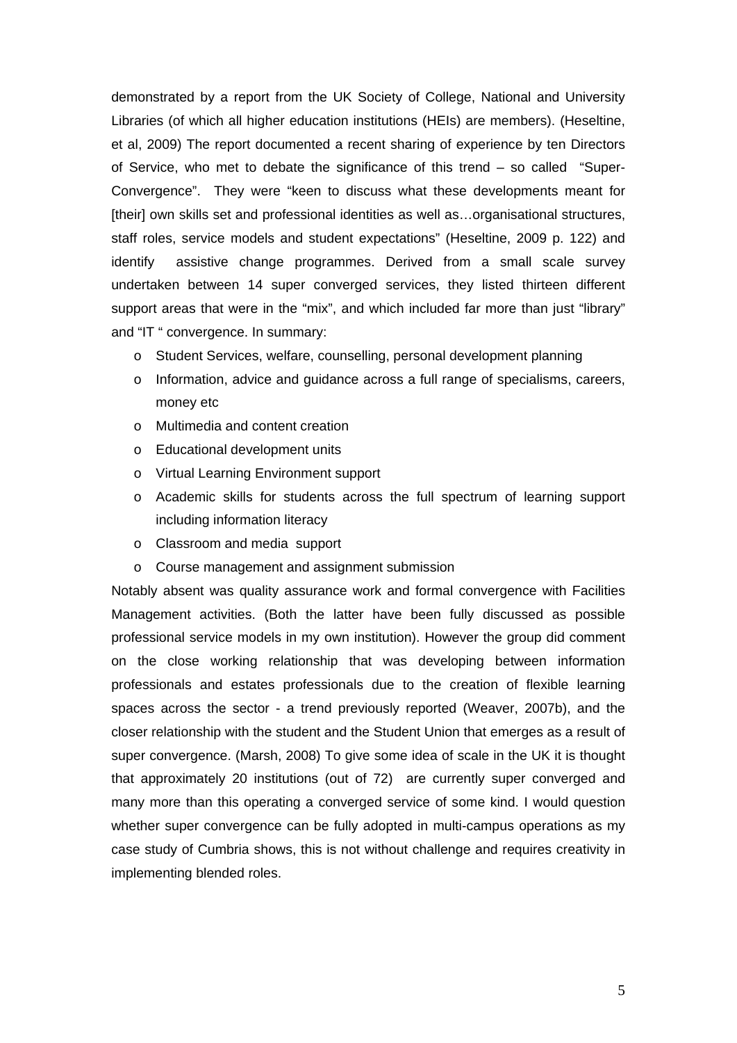demonstrated by a report from the UK Society of College, National and University Libraries (of which all higher education institutions (HEIs) are members). (Heseltine, et al, 2009) The report documented a recent sharing of experience by ten Directors of Service, who met to debate the significance of this trend – so called "Super-Convergence". They were "keen to discuss what these developments meant for [their] own skills set and professional identities as well as…organisational structures, staff roles, service models and student expectations" (Heseltine, 2009 p. 122) and identify assistive change programmes. Derived from a small scale survey undertaken between 14 super converged services, they listed thirteen different support areas that were in the "mix", and which included far more than just "library" and "IT " convergence. In summary:

- Student Services, welfare, counselling, personal development planning
- Information, advice and guidance across a full range of specialisms, careers, money etc
- Multimedia and content creation
- Educational development units
- Virtual Learning Environment support
- Academic skills for students across the full spectrum of learning support including information literacy
- Classroom and media support
- Course management and assignment submission

Notably absent was quality assurance work and formal convergence with Facilities Management activities. (Both the latter have been fully discussed as possible professional service models in my own institution). However the group did comment on the close working relationship that was developing between information professionals and estates professionals due to the creation of flexible learning spaces across the sector - a trend previously reported (Weaver, 2007b), and the closer relationship with the student and the Student Union that emerges as a result of super convergence. (Marsh, 2008) To give some idea of scale in the UK it is thought that approximately 20 institutions (out of 72) are currently super converged and many more than this operating a converged service of some kind. I would question whether super convergence can be fully adopted in multi-campus operations as my case study of Cumbria shows, this is not without challenge and requires creativity in implementing blended roles.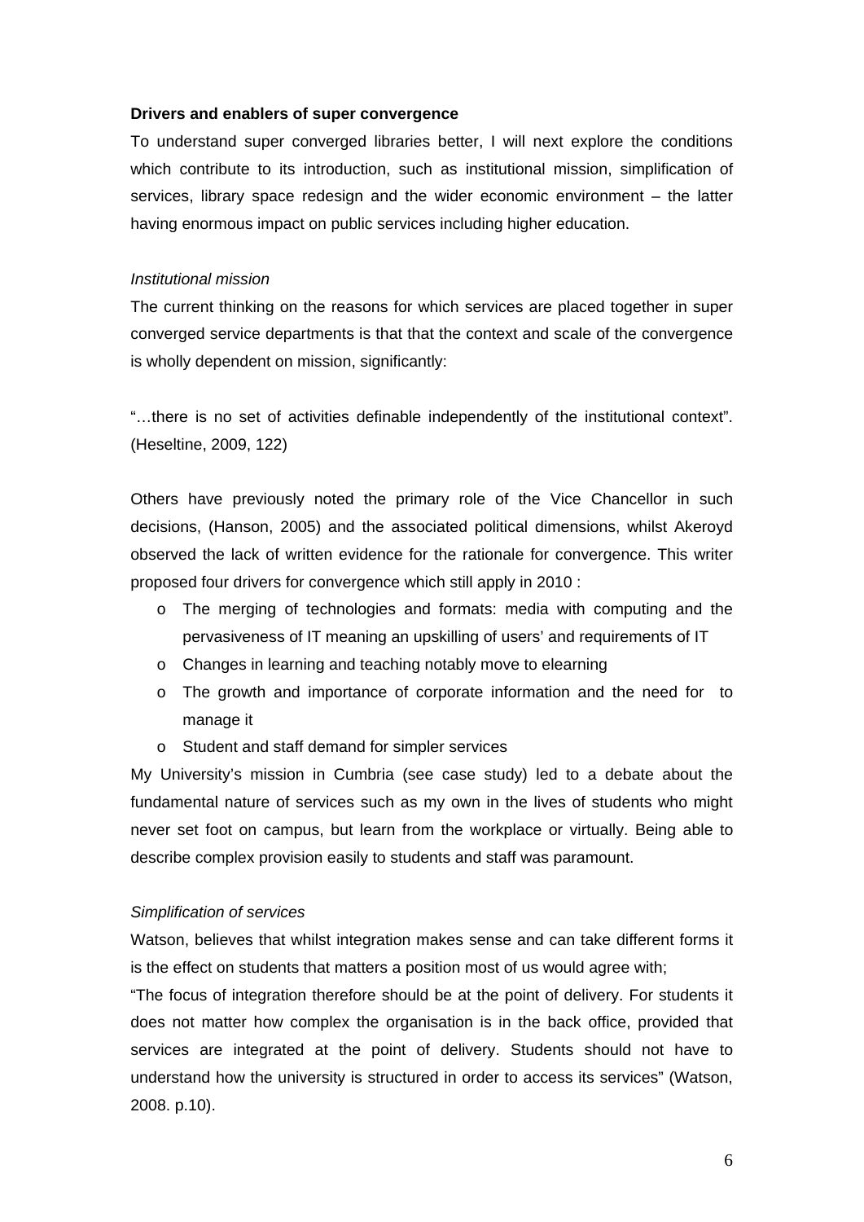**Drivers and enablers of super convergence**

To understand super converged libraries better, I will next explore the conditions which contribute to its introduction, such as institutional mission, simplification of services, library space redesign and the wider economic environment – the latter having enormous impact on public services including higher education.

*Institutional mission*

The current thinking on the reasons for which services are placed together in super converged service departments is that that the context and scale of the convergence is wholly dependent on mission, significantly:

"…there is no set of activities definable independently of the institutional context". (Heseltine, 2009, 122)

Others have previously noted the primary role of the Vice Chancellor in such decisions, (Hanson, 2005) and the associated political dimensions, whilst Akeroyd observed the lack of written evidence for the rationale for convergence. This writer proposed four drivers for convergence which still apply in 2010 :

- The merging of technologies and formats: media with computing and the pervasiveness of IT meaning an upskilling of users' and requirements of IT
- Changes in learning and teaching notably move to elearning
- The growth and importance of corporate information and the need for to manage it
- Student and staff demand for simpler services

My University's mission in Cumbria (see case study) led to a debate about the fundamental nature of services such as my own in the lives of students who might never set foot on campus, but learn from the workplace or virtually. Being able to describe complex provision easily to students and staff was paramount.

*Simplification of services*

Watson, believes that whilst integration makes sense and can take different forms it is the effect on students that matters a position most of us would agree with;

"The focus of integration therefore should be at the point of delivery. For students it does not matter how complex the organisation is in the back office, provided that services are integrated at the point of delivery. Students should not have to understand how the university is structured in order to access its services" (Watson, 2008. p.10).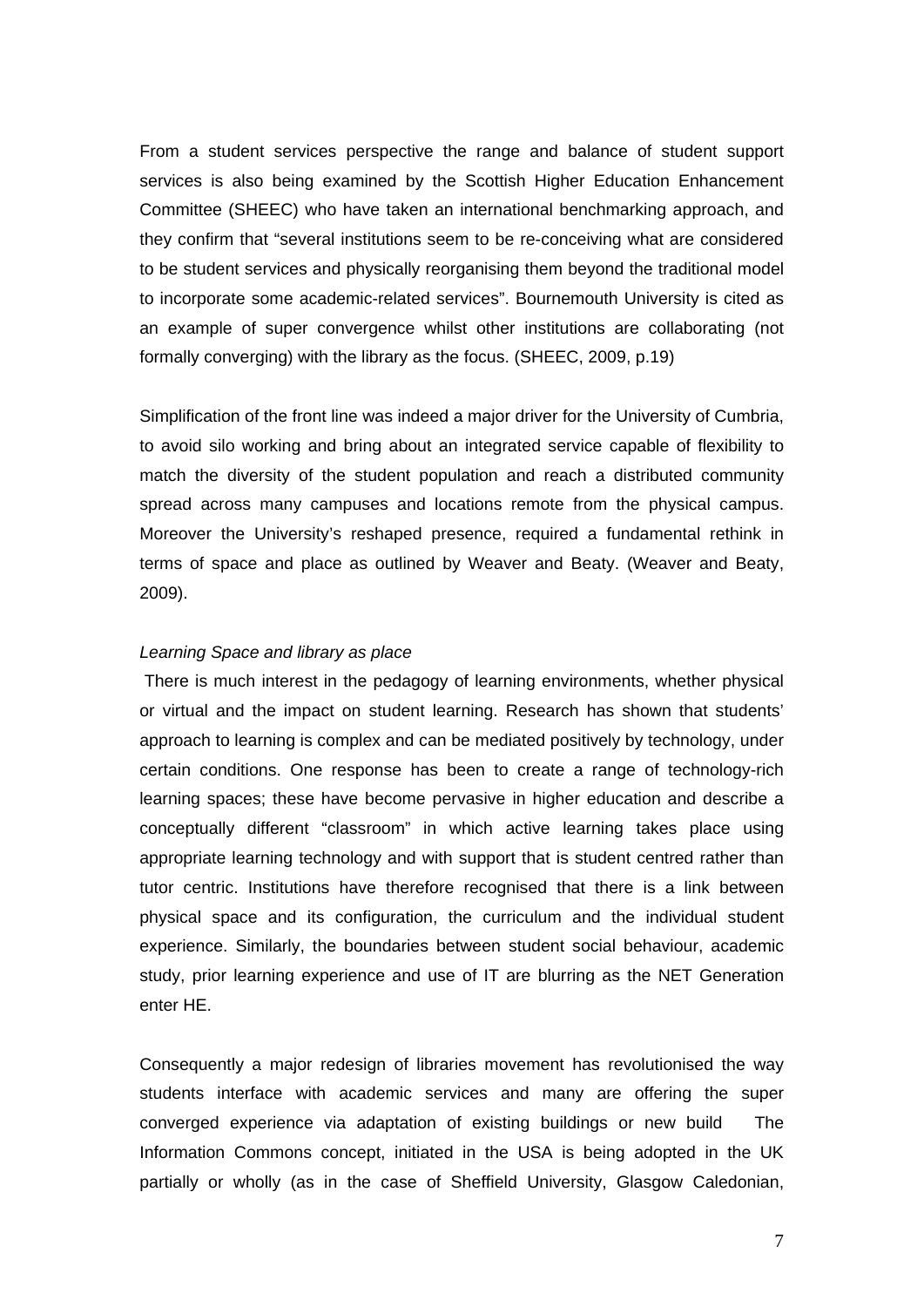From a student services perspective the range and balance of student support services is also being examined by the Scottish Higher Education Enhancement Committee (SHEEC) who have taken an international benchmarking approach, and they confirm that "several institutions seem to be re-conceiving what are considered to be student services and physically reorganising them beyond the traditional model to incorporate some academic-related services". Bournemouth University is cited as an example of super convergence whilst other institutions are collaborating (not formally converging) with the library as the focus. (SHEEC, 2009, p.19)

Simplification of the front line was indeed a major driver for the University of Cumbria, to avoid silo working and bring about an integrated service capable of flexibility to match the diversity of the student population and reach a distributed community spread across many campuses and locations remote from the physical campus. Moreover the University's reshaped presence, required a fundamental rethink in terms of space and place as outlined by Weaver and Beaty. (Weaver and Beaty, 2009).

*Learning Space and library as place*

There is much interest in the pedagogy of learning environments, whether physical or virtual and the impact on student learning. Research has shown that students' approach to learning is complex and can be mediated positively by technology, under certain conditions. One response has been to create a range of technology-rich learning spaces; these have become pervasive in higher education and describe a conceptually different "classroom" in which active learning takes place using appropriate learning technology and with support that is student centred rather than tutor centric. Institutions have therefore recognised that there is a link between physical space and its configuration, the curriculum and the individual student experience. Similarly, the boundaries between student social behaviour, academic study, prior learning experience and use of IT are blurring as the NET Generation enter HE.

Consequently a major redesign of libraries movement has revolutionised the way students interface with academic services and many are offering the super converged experience via adaptation of existing buildings or new build The Information Commons concept, initiated in the USA is being adopted in the UK partially or wholly (as in the case of Sheffield University, Glasgow Caledonian,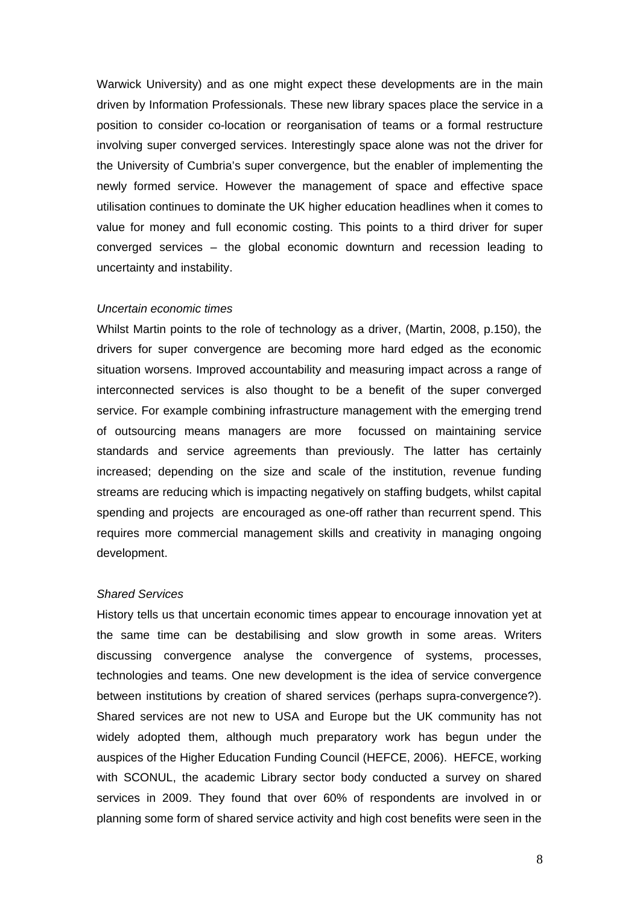Warwick University) and as one might expect these developments are in the main driven by Information Professionals. These new library spaces place the service in a position to consider co-location or reorganisation of teams or a formal restructure involving super converged services. Interestingly space alone was not the driver for the University of Cumbria's super convergence, but the enabler of implementing the newly formed service. However the management of space and effective space utilisation continues to dominate the UK higher education headlines when it comes to value for money and full economic costing. This points to a third driver for super converged services – the global economic downturn and recession leading to uncertainty and instability.

*Uncertain economic times*

Whilst Martin points to the role of technology as a driver, (Martin, 2008, p.150), the drivers for super convergence are becoming more hard edged as the economic situation worsens. Improved accountability and measuring impact across a range of interconnected services is also thought to be a benefit of the super converged service. For example combining infrastructure management with the emerging trend of outsourcing means managers are more focussed on maintaining service standards and service agreements than previously. The latter has certainly increased; depending on the size and scale of the institution, revenue funding streams are reducing which is impacting negatively on staffing budgets, whilst capital spending and projects are encouraged as one-off rather than recurrent spend. This requires more commercial management skills and creativity in managing ongoing development.

*Shared Services*

History tells us that uncertain economic times appear to encourage innovation yet at the same time can be destabilising and slow growth in some areas. Writers discussing convergence analyse the convergence of systems, processes, technologies and teams. One new development is the idea of service convergence between institutions by creation of shared services (perhaps supra-convergence?). Shared services are not new to USA and Europe but the UK community has not widely adopted them, although much preparatory work has begun under the auspices of the Higher Education Funding Council (HEFCE, 2006). HEFCE, working with SCONUL, the academic Library sector body conducted a survey on shared services in 2009. They found that over 60% of respondents are involved in or planning some form of shared service activity and high cost benefits were seen in the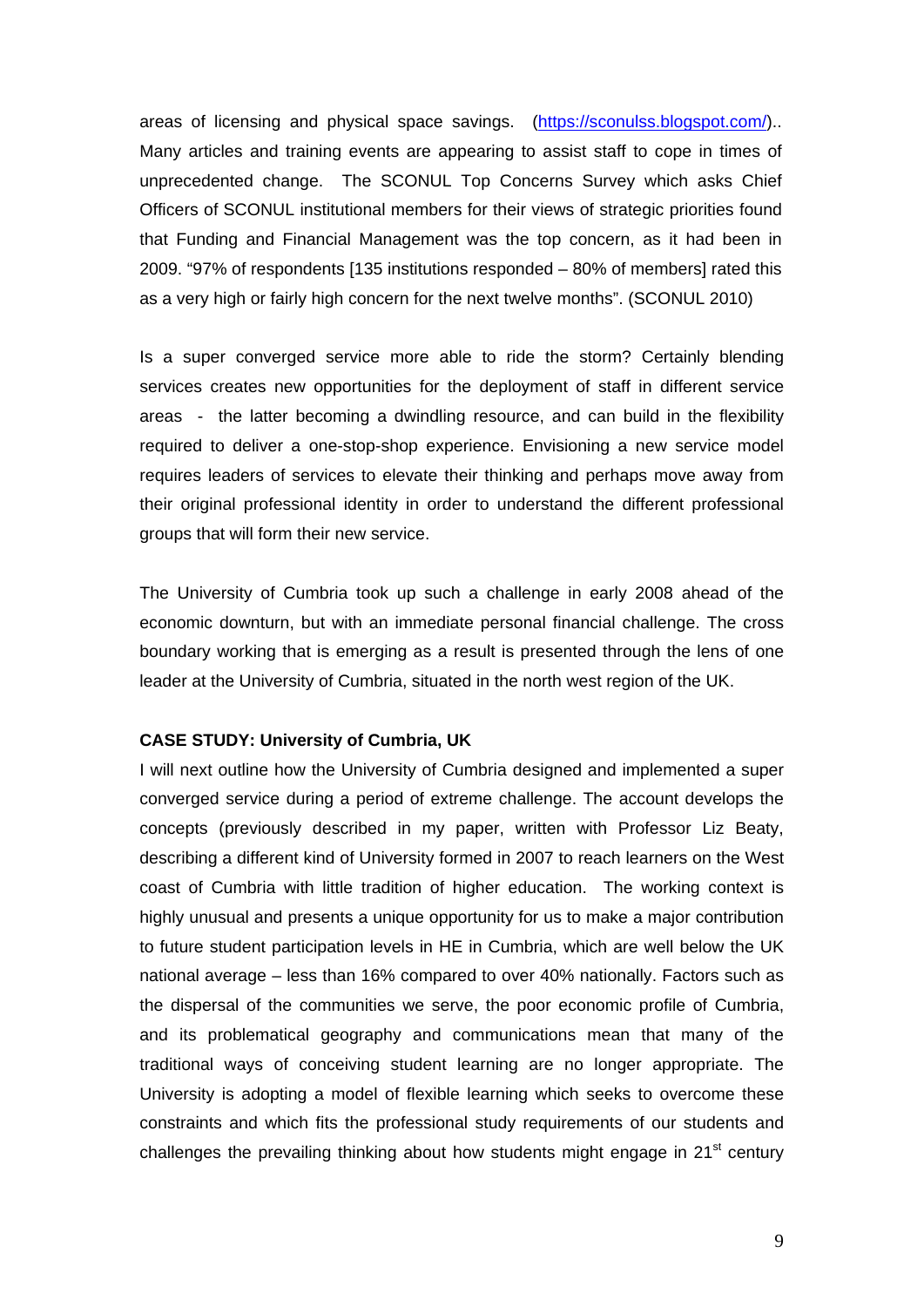areas of licensing and physical space savings. (https://sconulss.blogspot.com/).. Many articles and training events are appearing to assist staff to cope in times of unprecedented change. The SCONUL Top Concerns Survey which asks Chief Officers of SCONUL institutional members for their views of strategic priorities found that Funding and Financial Management was the top concern, as it had been in 2009. "97% of respondents [135 institutions responded – 80% of members] rated this as a very high or fairly high concern for the next twelve months". (SCONUL 2010)

Is a super converged service more able to ride the storm? Certainly blending services creates new opportunities for the deployment of staff in different service areas - the latter becoming a dwindling resource, and can build in the flexibility required to deliver a one-stop-shop experience. Envisioning a new service model requires leaders of services to elevate their thinking and perhaps move away from their original professional identity in order to understand the different professional groups that will form their new service.

The University of Cumbria took up such a challenge in early 2008 ahead of the economic downturn, but with an immediate personal financial challenge. The cross boundary working that is emerging as a result is presented through the lens of one leader at the University of Cumbria, situated in the north west region of the UK.

**CASE STUDY: University of Cumbria, UK**

I will next outline how the University of Cumbria designed and implemented a super converged service during a period of extreme challenge. The account develops the concepts (previously described in my paper, written with Professor Liz Beaty, describing a different kind of University formed in 2007 to reach learners on the West coast of Cumbria with little tradition of higher education. The working context is highly unusual and presents a unique opportunity for us to make a major contribution to future student participation levels in HE in Cumbria, which are well below the UK national average – less than 16% compared to over 40% nationally. Factors such as the dispersal of the communities we serve, the poor economic profile of Cumbria, and its problematical geography and communications mean that many of the traditional ways of conceiving student learning are no longer appropriate. The University is adopting a model of flexible learning which seeks to overcome these constraints and which fits the professional study requirements of our students and challenges the prevailing thinking about how students might engage in 21st century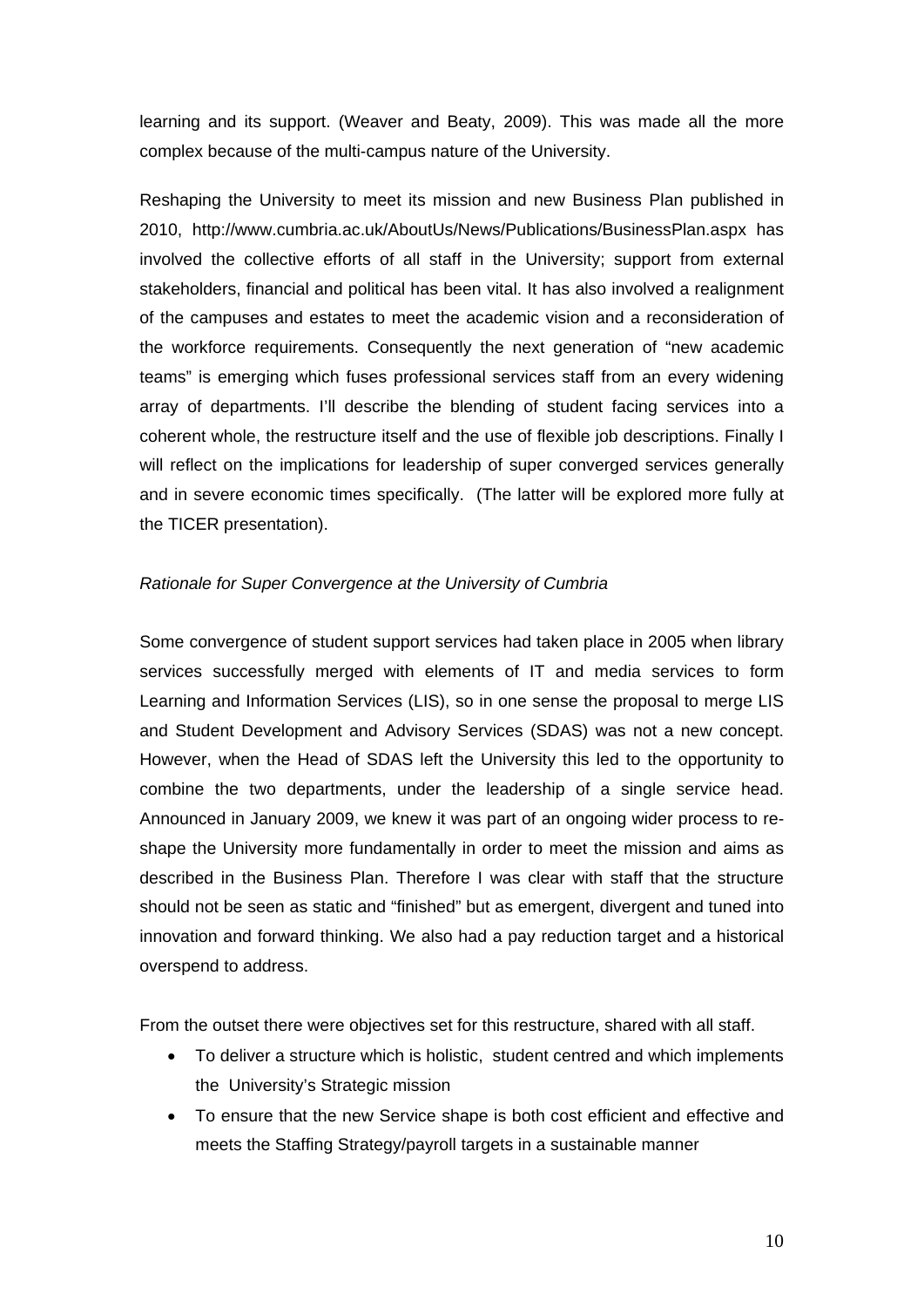learning and its support. (Weaver and Beaty, 2009). This was made all the more complex because of the multi-campus nature of the University.

Reshaping the University to meet its mission and new Business Plan published in 2010, http://www.cumbria.ac.uk/AboutUs/News/Publications/BusinessPlan.aspx has involved the collective efforts of all staff in the University; support from external stakeholders, financial and political has been vital. It has also involved a realignment of the campuses and estates to meet the academic vision and a reconsideration of the workforce requirements. Consequently the next generation of "new academic teams" is emerging which fuses professional services staff from an every widening array of departments. I'll describe the blending of student facing services into a coherent whole, the restructure itself and the use of flexible job descriptions. Finally I will reflect on the implications for leadership of super converged services generally and in severe economic times specifically. (The latter will be explored more fully at the TICER presentation).

*Rationale for Super Convergence at the University of Cumbria*

Some convergence of student support services had taken place in 2005 when library services successfully merged with elements of IT and media services to form Learning and Information Services (LIS), so in one sense the proposal to merge LIS and Student Development and Advisory Services (SDAS) was not a new concept. However, when the Head of SDAS left the University this led to the opportunity to combine the two departments, under the leadership of a single service head. Announced in January 2009, we knew it was part of an ongoing wider process to re-shape the University more fundamentally in order to meet the mission and aims as described in the Business Plan. Therefore I was clear with staff that the structure should not be seen as static and "finished" but as emergent, divergent and tuned into innovation and forward thinking. We also had a pay reduction target and a historical overspend to address.

From the outset there were objectives set for this restructure, shared with all staff.

- To deliver a structure which is holistic, student centred and which implements the University's Strategic mission
- To ensure that the new Service shape is both cost efficient and effective and meets the Staffing Strategy/payroll targets in a sustainable manner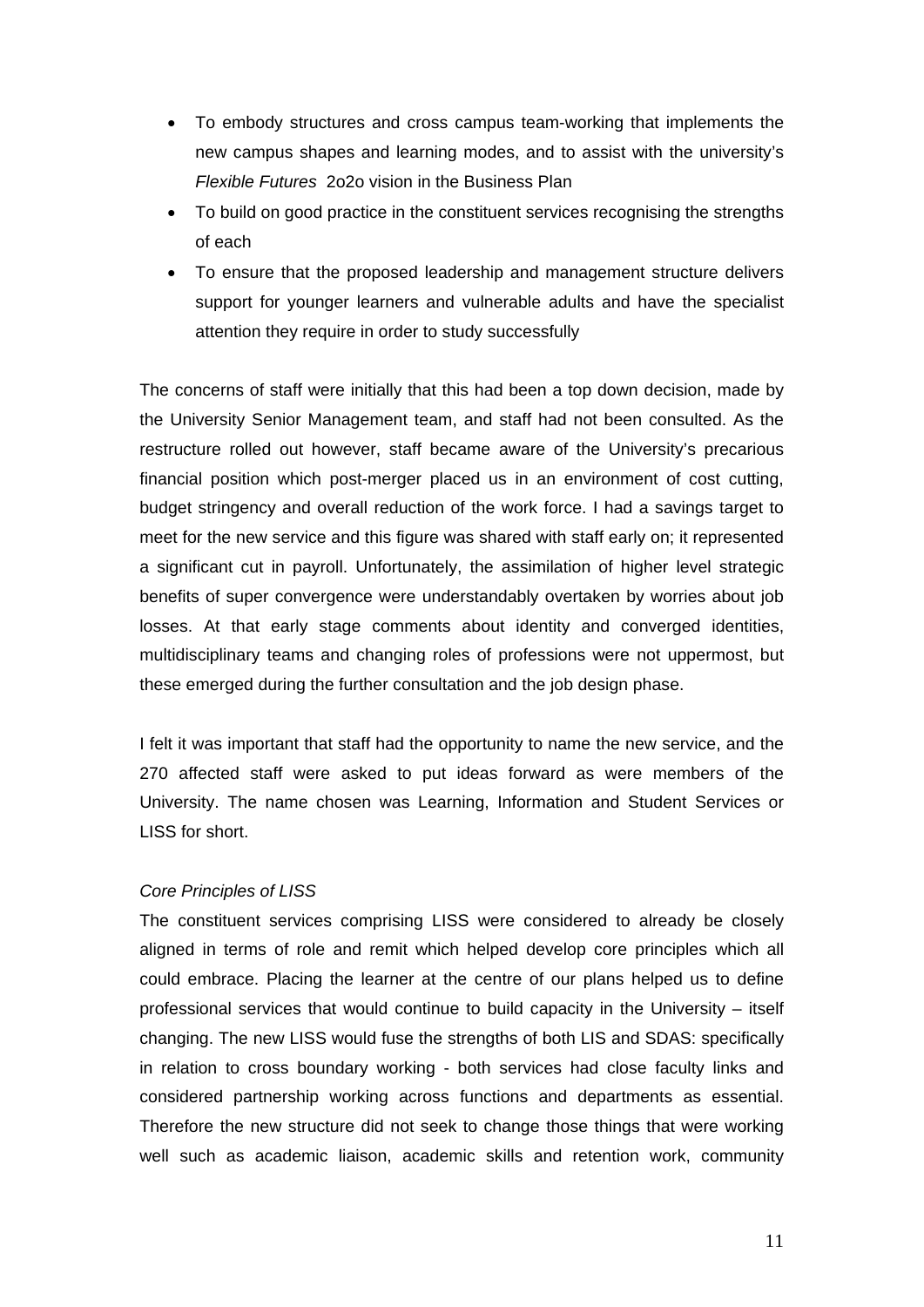- To embody structures and cross campus team-working that implements the new campus shapes and learning modes, and to assist with the university's *Flexible Futures* 2o2o vision in the Business Plan
- To build on good practice in the constituent services recognising the strengths of each
- To ensure that the proposed leadership and management structure delivers support for younger learners and vulnerable adults and have the specialist attention they require in order to study successfully

The concerns of staff were initially that this had been a top down decision, made by the University Senior Management team, and staff had not been consulted. As the restructure rolled out however, staff became aware of the University's precarious financial position which post-merger placed us in an environment of cost cutting, budget stringency and overall reduction of the work force. I had a savings target to meet for the new service and this figure was shared with staff early on; it represented a significant cut in payroll. Unfortunately, the assimilation of higher level strategic benefits of super convergence were understandably overtaken by worries about job losses. At that early stage comments about identity and converged identities, multidisciplinary teams and changing roles of professions were not uppermost, but these emerged during the further consultation and the job design phase.

I felt it was important that staff had the opportunity to name the new service, and the 270 affected staff were asked to put ideas forward as were members of the University. The name chosen was Learning, Information and Student Services or LISS for short.

*Core Principles of LISS*

The constituent services comprising LISS were considered to already be closely aligned in terms of role and remit which helped develop core principles which all could embrace. Placing the learner at the centre of our plans helped us to define professional services that would continue to build capacity in the University – itself changing. The new LISS would fuse the strengths of both LIS and SDAS: specifically in relation to cross boundary working - both services had close faculty links and considered partnership working across functions and departments as essential. Therefore the new structure did not seek to change those things that were working well such as academic liaison, academic skills and retention work, community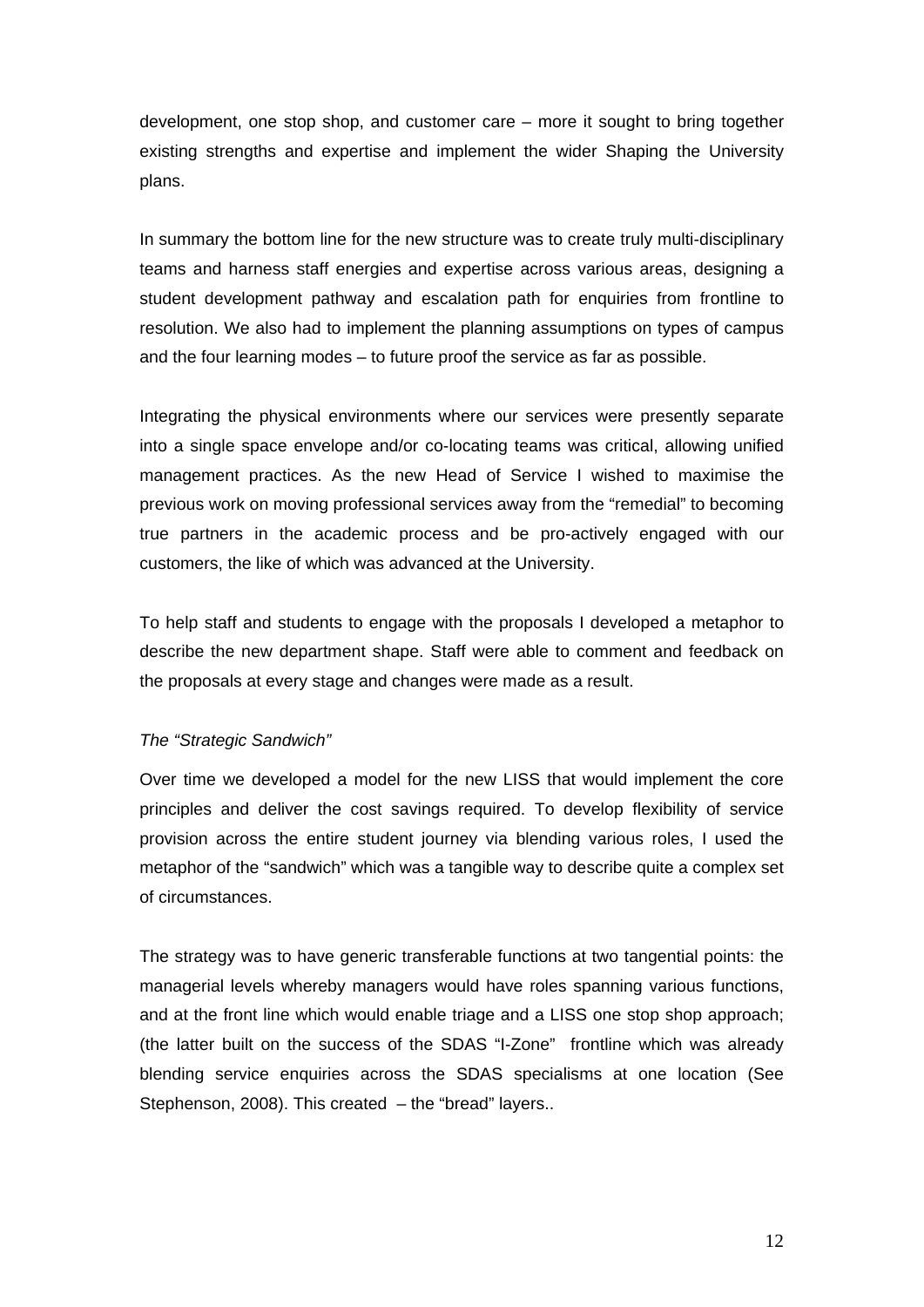development, one stop shop, and customer care – more it sought to bring together existing strengths and expertise and implement the wider Shaping the University plans.

In summary the bottom line for the new structure was to create truly multi-disciplinary teams and harness staff energies and expertise across various areas, designing a student development pathway and escalation path for enquiries from frontline to resolution. We also had to implement the planning assumptions on types of campus and the four learning modes – to future proof the service as far as possible.

Integrating the physical environments where our services were presently separate into a single space envelope and/or co-locating teams was critical, allowing unified management practices. As the new Head of Service I wished to maximise the previous work on moving professional services away from the "remedial" to becoming true partners in the academic process and be pro-actively engaged with our customers, the like of which was advanced at the University.

To help staff and students to engage with the proposals I developed a metaphor to describe the new department shape. Staff were able to comment and feedback on the proposals at every stage and changes were made as a result.

*The "Strategic Sandwich"*

Over time we developed a model for the new LISS that would implement the core principles and deliver the cost savings required. To develop flexibility of service provision across the entire student journey via blending various roles, I used the metaphor of the "sandwich" which was a tangible way to describe quite a complex set of circumstances.

The strategy was to have generic transferable functions at two tangential points: the managerial levels whereby managers would have roles spanning various functions, and at the front line which would enable triage and a LISS one stop shop approach; (the latter built on the success of the SDAS "I-Zone" frontline which was already blending service enquiries across the SDAS specialisms at one location (See Stephenson, 2008). This created – the "bread" layers..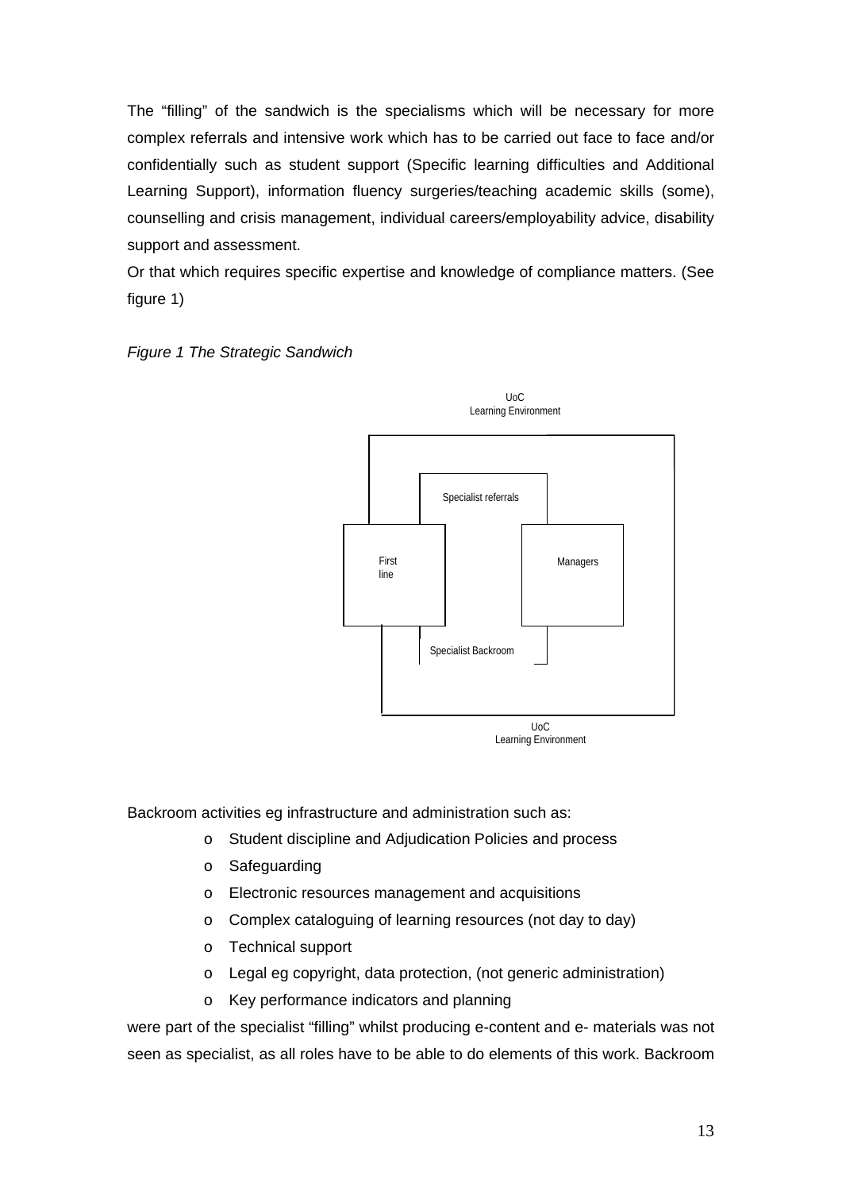The "filling" of the sandwich is the specialisms which will be necessary for more complex referrals and intensive work which has to be carried out face to face and/or confidentially such as student support (Specific learning difficulties and Additional Learning Support), information fluency surgeries/teaching academic skills (some), counselling and crisis management, individual careers/employability advice, disability support and assessment.
Or that which requires specific expertise and knowledge of compliance matters. (See figure 1)

*Figure 1 The Strategic Sandwich*

UoC
Learning Environment

Specialist referrals

First line

Managers

Specialist Backroom

UoC
Learning Environment

Backroom activities eg infrastructure and administration such as:

- Student discipline and Adjudication Policies and process
- Safeguarding
- Electronic resources management and acquisitions
- Complex cataloguing of learning resources (not day to day)
- Technical support
- Legal eg copyright, data protection, (not generic administration)
- Key performance indicators and planning

were part of the specialist "filling" whilst producing e-content and e- materials was not seen as specialist, as all roles have to be able to do elements of this work. Backroom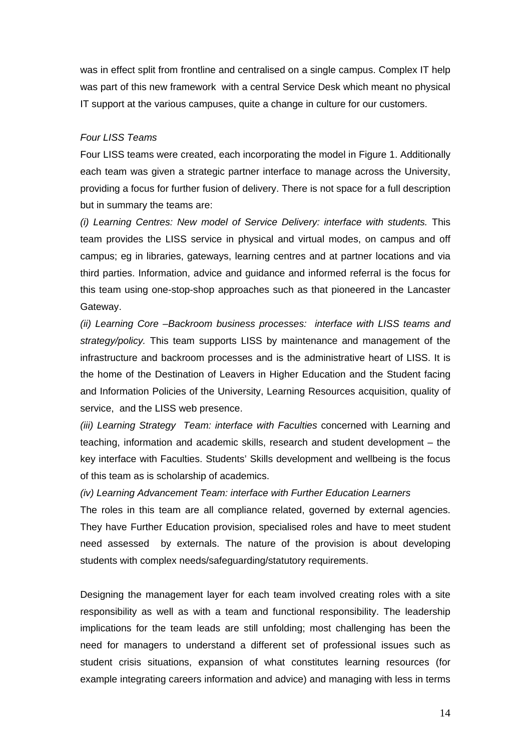was in effect split from frontline and centralised on a single campus. Complex IT help was part of this new framework  with a central Service Desk which meant no physical IT support at the various campuses, quite a change in culture for our customers.

*Four LISS Teams*

Four LISS teams were created, each incorporating the model in Figure 1. Additionally each team was given a strategic partner interface to manage across the University, providing a focus for further fusion of delivery. There is not space for a full description but in summary the teams are:

*(i) Learning Centres: New model of Service Delivery: interface with students.* This team provides the LISS service in physical and virtual modes, on campus and off campus; eg in libraries, gateways, learning centres and at partner locations and via third parties. Information, advice and guidance and informed referral is the focus for this team using one-stop-shop approaches such as that pioneered in the Lancaster Gateway.

*(ii) Learning Core –Backroom business processes:  interface with LISS teams and strategy/policy.* This team supports LISS by maintenance and management of the infrastructure and backroom processes and is the administrative heart of LISS. It is the home of the Destination of Leavers in Higher Education and the Student facing and Information Policies of the University, Learning Resources acquisition, quality of service,  and the LISS web presence.

*(iii) Learning Strategy  Team: interface with Faculties* concerned with Learning and teaching, information and academic skills, research and student development – the key interface with Faculties. Students' Skills development and wellbeing is the focus of this team as is scholarship of academics.

*(iv) Learning Advancement Team: interface with Further Education Learners*

The roles in this team are all compliance related, governed by external agencies. They have Further Education provision, specialised roles and have to meet student need assessed  by externals. The nature of the provision is about developing students with complex needs/safeguarding/statutory requirements.

Designing the management layer for each team involved creating roles with a site responsibility as well as with a team and functional responsibility. The leadership implications for the team leads are still unfolding; most challenging has been the need for managers to understand a different set of professional issues such as student crisis situations, expansion of what constitutes learning resources (for example integrating careers information and advice) and managing with less in terms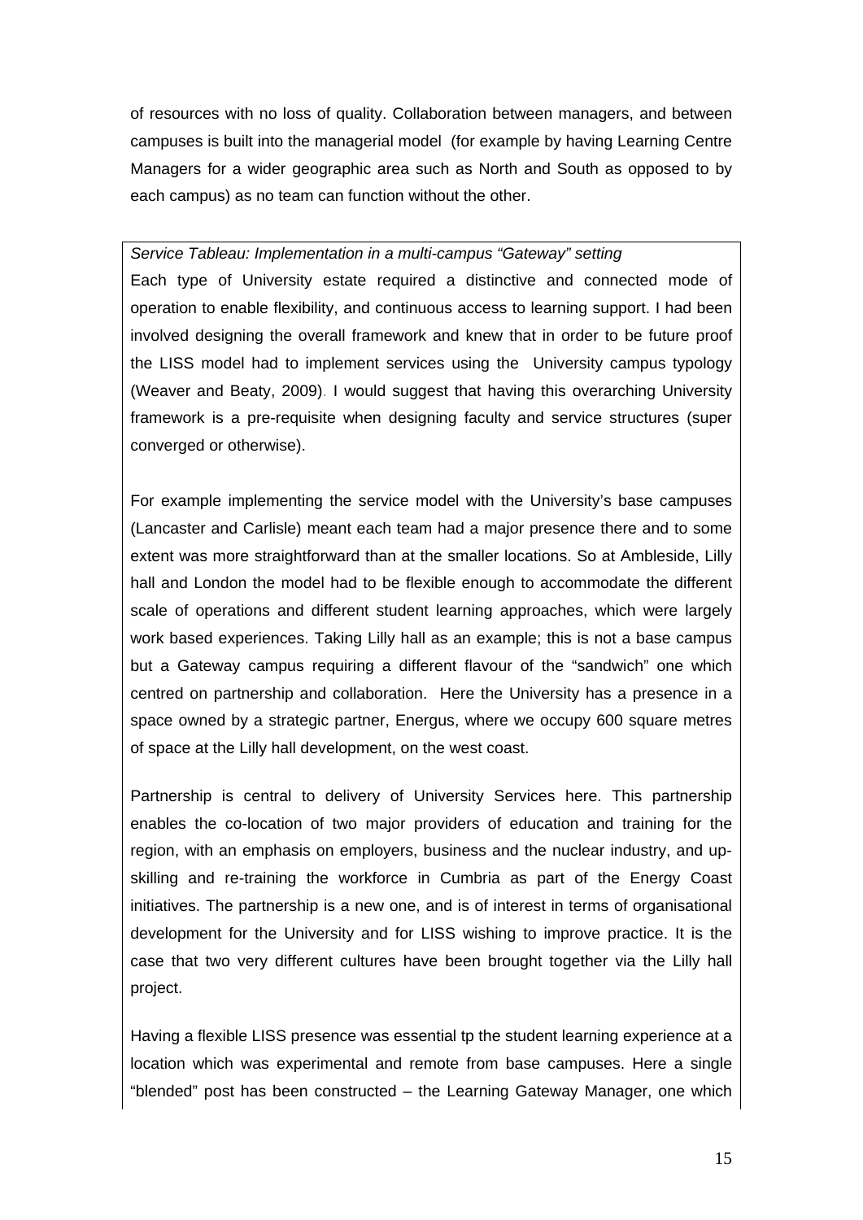of resources with no loss of quality. Collaboration between managers, and between campuses is built into the managerial model (for example by having Learning Centre Managers for a wider geographic area such as North and South as opposed to by each campus) as no team can function without the other.

*Service Tableau: Implementation in a multi-campus "Gateway" setting*

Each type of University estate required a distinctive and connected mode of operation to enable flexibility, and continuous access to learning support. I had been involved designing the overall framework and knew that in order to be future proof the LISS model had to implement services using the University campus typology (Weaver and Beaty, 2009). I would suggest that having this overarching University framework is a pre-requisite when designing faculty and service structures (super converged or otherwise).

For example implementing the service model with the University's base campuses (Lancaster and Carlisle) meant each team had a major presence there and to some extent was more straightforward than at the smaller locations. So at Ambleside, Lilly hall and London the model had to be flexible enough to accommodate the different scale of operations and different student learning approaches, which were largely work based experiences. Taking Lilly hall as an example; this is not a base campus but a Gateway campus requiring a different flavour of the "sandwich" one which centred on partnership and collaboration. Here the University has a presence in a space owned by a strategic partner, Energus, where we occupy 600 square metres of space at the Lilly hall development, on the west coast.

Partnership is central to delivery of University Services here. This partnership enables the co-location of two major providers of education and training for the region, with an emphasis on employers, business and the nuclear industry, and up-skilling and re-training the workforce in Cumbria as part of the Energy Coast initiatives. The partnership is a new one, and is of interest in terms of organisational development for the University and for LISS wishing to improve practice. It is the case that two very different cultures have been brought together via the Lilly hall project.

Having a flexible LISS presence was essential tp the student learning experience at a location which was experimental and remote from base campuses. Here a single "blended" post has been constructed – the Learning Gateway Manager, one which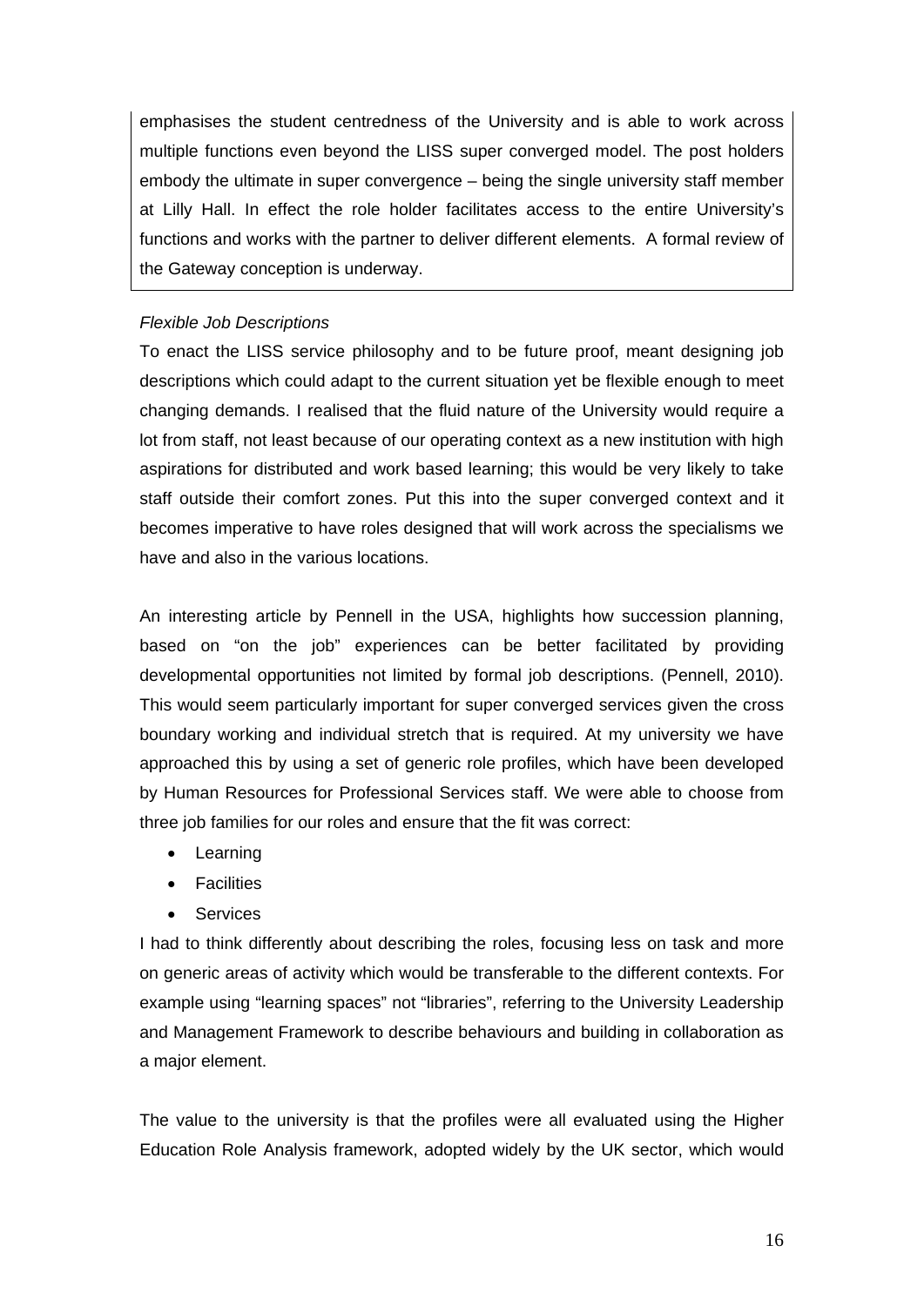emphasises the student centredness of the University and is able to work across multiple functions even beyond the LISS super converged model. The post holders embody the ultimate in super convergence – being the single university staff member at Lilly Hall. In effect the role holder facilitates access to the entire University's functions and works with the partner to deliver different elements. A formal review of the Gateway conception is underway.

*Flexible Job Descriptions*

To enact the LISS service philosophy and to be future proof, meant designing job descriptions which could adapt to the current situation yet be flexible enough to meet changing demands. I realised that the fluid nature of the University would require a lot from staff, not least because of our operating context as a new institution with high aspirations for distributed and work based learning; this would be very likely to take staff outside their comfort zones. Put this into the super converged context and it becomes imperative to have roles designed that will work across the specialisms we have and also in the various locations.

An interesting article by Pennell in the USA, highlights how succession planning, based on "on the job" experiences can be better facilitated by providing developmental opportunities not limited by formal job descriptions. (Pennell, 2010). This would seem particularly important for super converged services given the cross boundary working and individual stretch that is required. At my university we have approached this by using a set of generic role profiles, which have been developed by Human Resources for Professional Services staff. We were able to choose from three job families for our roles and ensure that the fit was correct:

- Learning
- Facilities
- Services

I had to think differently about describing the roles, focusing less on task and more on generic areas of activity which would be transferable to the different contexts. For example using "learning spaces" not "libraries", referring to the University Leadership and Management Framework to describe behaviours and building in collaboration as a major element.

The value to the university is that the profiles were all evaluated using the Higher Education Role Analysis framework, adopted widely by the UK sector, which would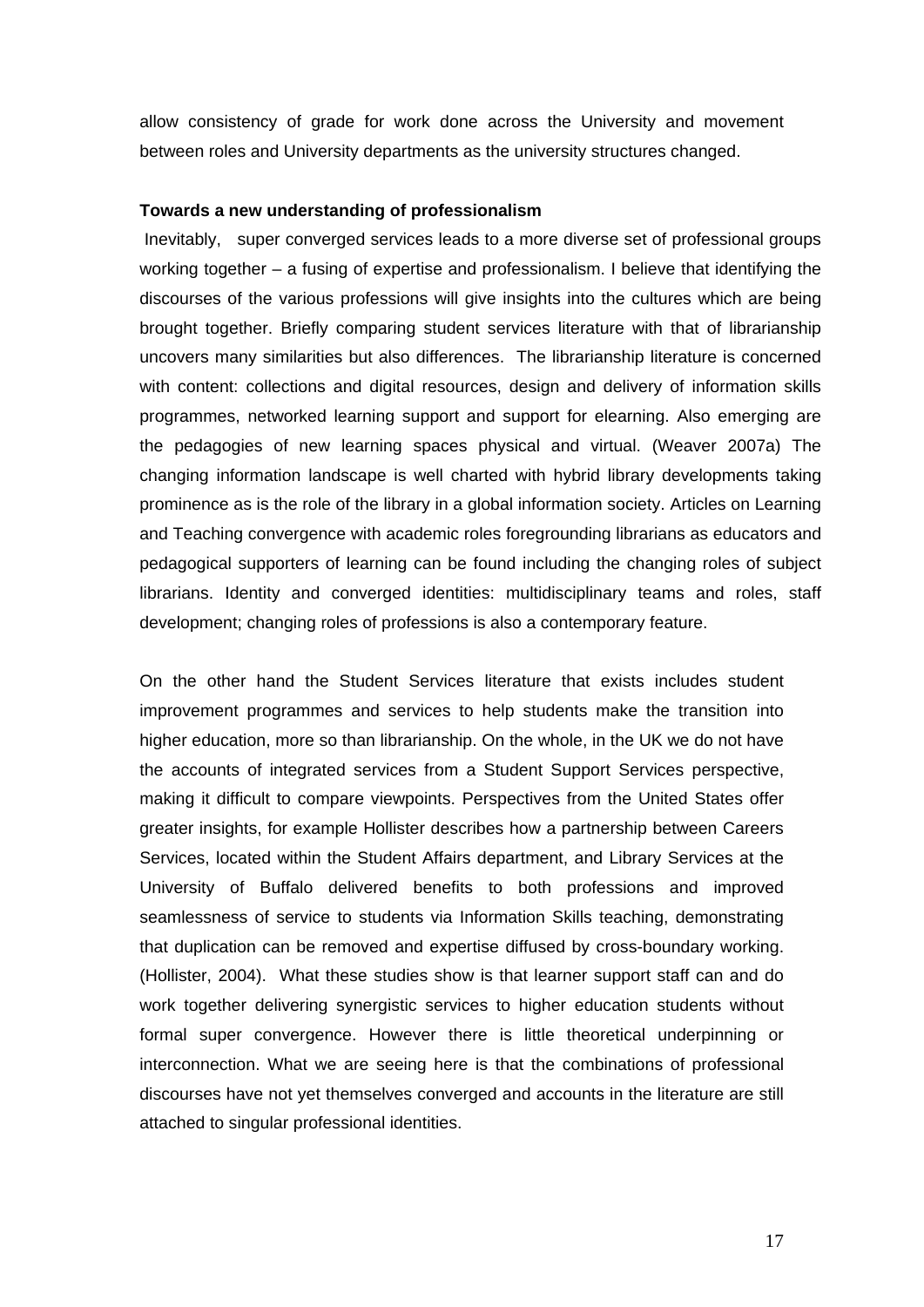allow consistency of grade for work done across the University and movement between roles and University departments as the university structures changed.

**Towards a new understanding of professionalism**

Inevitably, super converged services leads to a more diverse set of professional groups working together – a fusing of expertise and professionalism. I believe that identifying the discourses of the various professions will give insights into the cultures which are being brought together. Briefly comparing student services literature with that of librarianship uncovers many similarities but also differences. The librarianship literature is concerned with content: collections and digital resources, design and delivery of information skills programmes, networked learning support and support for elearning. Also emerging are the pedagogies of new learning spaces physical and virtual. (Weaver 2007a) The changing information landscape is well charted with hybrid library developments taking prominence as is the role of the library in a global information society. Articles on Learning and Teaching convergence with academic roles foregrounding librarians as educators and pedagogical supporters of learning can be found including the changing roles of subject librarians. Identity and converged identities: multidisciplinary teams and roles, staff development; changing roles of professions is also a contemporary feature.

On the other hand the Student Services literature that exists includes student improvement programmes and services to help students make the transition into higher education, more so than librarianship. On the whole, in the UK we do not have the accounts of integrated services from a Student Support Services perspective, making it difficult to compare viewpoints. Perspectives from the United States offer greater insights, for example Hollister describes how a partnership between Careers Services, located within the Student Affairs department, and Library Services at the University of Buffalo delivered benefits to both professions and improved seamlessness of service to students via Information Skills teaching, demonstrating that duplication can be removed and expertise diffused by cross-boundary working. (Hollister, 2004). What these studies show is that learner support staff can and do work together delivering synergistic services to higher education students without formal super convergence. However there is little theoretical underpinning or interconnection. What we are seeing here is that the combinations of professional discourses have not yet themselves converged and accounts in the literature are still attached to singular professional identities.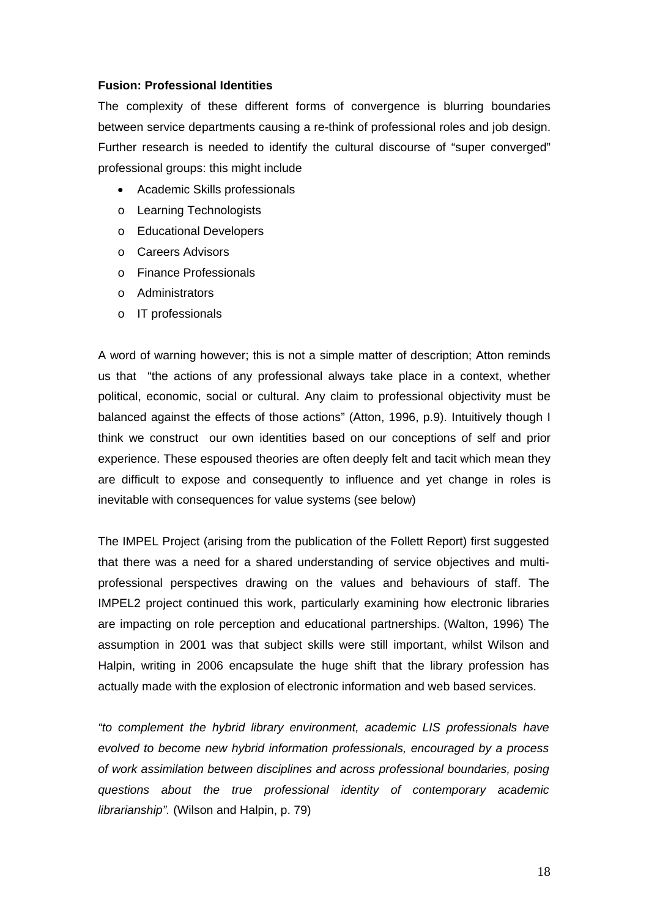**Fusion: Professional Identities**

The complexity of these different forms of convergence is blurring boundaries between service departments causing a re-think of professional roles and job design. Further research is needed to identify the cultural discourse of "super converged" professional groups: this might include

- Academic Skills professionals
    - Learning Technologists
    - Educational Developers
    - Careers Advisors
    - Finance Professionals
    - Administrators
    - IT professionals

A word of warning however; this is not a simple matter of description; Atton reminds us that "the actions of any professional always take place in a context, whether political, economic, social or cultural. Any claim to professional objectivity must be balanced against the effects of those actions" (Atton, 1996, p.9). Intuitively though I think we construct our own identities based on our conceptions of self and prior experience. These espoused theories are often deeply felt and tacit which mean they are difficult to expose and consequently to influence and yet change in roles is inevitable with consequences for value systems (see below)

The IMPEL Project (arising from the publication of the Follett Report) first suggested that there was a need for a shared understanding of service objectives and multi-professional perspectives drawing on the values and behaviours of staff. The IMPEL2 project continued this work, particularly examining how electronic libraries are impacting on role perception and educational partnerships. (Walton, 1996) The assumption in 2001 was that subject skills were still important, whilst Wilson and Halpin, writing in 2006 encapsulate the huge shift that the library profession has actually made with the explosion of electronic information and web based services.

*"to complement the hybrid library environment, academic LIS professionals have evolved to become new hybrid information professionals, encouraged by a process of work assimilation between disciplines and across professional boundaries, posing questions about the true professional identity of contemporary academic librarianship".* (Wilson and Halpin, p. 79)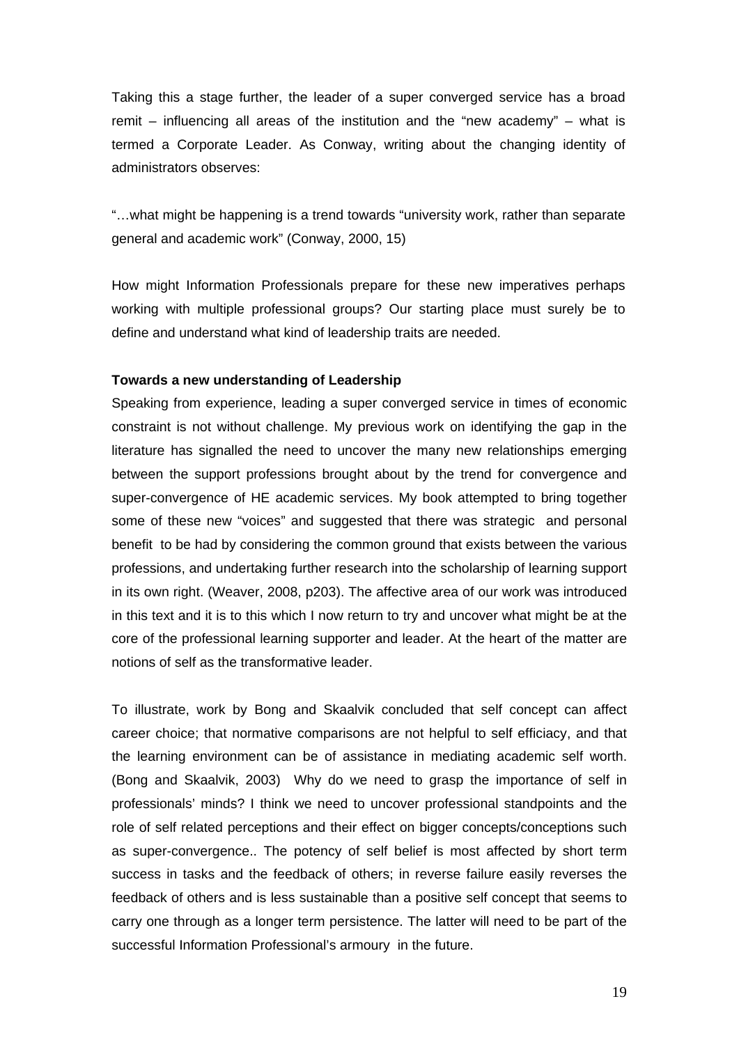Taking this a stage further, the leader of a super converged service has a broad remit – influencing all areas of the institution and the "new academy" – what is termed a Corporate Leader. As Conway, writing about the changing identity of administrators observes:

"…what might be happening is a trend towards "university work, rather than separate general and academic work" (Conway, 2000, 15)

How might Information Professionals prepare for these new imperatives perhaps working with multiple professional groups? Our starting place must surely be to define and understand what kind of leadership traits are needed.

**Towards a new understanding of Leadership**

Speaking from experience, leading a super converged service in times of economic constraint is not without challenge. My previous work on identifying the gap in the literature has signalled the need to uncover the many new relationships emerging between the support professions brought about by the trend for convergence and super-convergence of HE academic services. My book attempted to bring together some of these new "voices" and suggested that there was strategic and personal benefit to be had by considering the common ground that exists between the various professions, and undertaking further research into the scholarship of learning support in its own right. (Weaver, 2008, p203). The affective area of our work was introduced in this text and it is to this which I now return to try and uncover what might be at the core of the professional learning supporter and leader. At the heart of the matter are notions of self as the transformative leader.

To illustrate, work by Bong and Skaalvik concluded that self concept can affect career choice; that normative comparisons are not helpful to self efficiacy, and that the learning environment can be of assistance in mediating academic self worth. (Bong and Skaalvik, 2003) Why do we need to grasp the importance of self in professionals' minds? I think we need to uncover professional standpoints and the role of self related perceptions and their effect on bigger concepts/conceptions such as super-convergence.. The potency of self belief is most affected by short term success in tasks and the feedback of others; in reverse failure easily reverses the feedback of others and is less sustainable than a positive self concept that seems to carry one through as a longer term persistence. The latter will need to be part of the successful Information Professional's armoury in the future.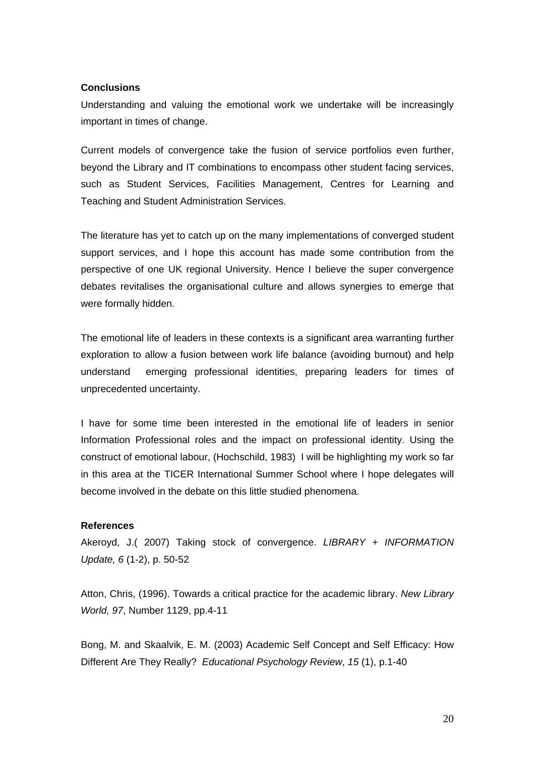**Conclusions**

Understanding and valuing the emotional work we undertake will be increasingly important in times of change.

Current models of convergence take the fusion of service portfolios even further, beyond the Library and IT combinations to encompass other student facing services, such as Student Services, Facilities Management, Centres for Learning and Teaching and Student Administration Services.

The literature has yet to catch up on the many implementations of converged student support services, and I hope this account has made some contribution from the perspective of one UK regional University. Hence I believe the super convergence debates revitalises the organisational culture and allows synergies to emerge that were formally hidden.

The emotional life of leaders in these contexts is a significant area warranting further exploration to allow a fusion between work life balance (avoiding burnout) and help understand emerging professional identities, preparing leaders for times of unprecedented uncertainty.

I have for some time been interested in the emotional life of leaders in senior Information Professional roles and the impact on professional identity. Using the construct of emotional labour, (Hochschild, 1983) I will be highlighting my work so far in this area at the TICER International Summer School where I hope delegates will become involved in the debate on this little studied phenomena.

**References**

Akeroyd, J.( 2007) Taking stock of convergence. *LIBRARY + INFORMATION Update, 6* (1-2), p. 50-52

Atton, Chris, (1996). Towards a critical practice for the academic library. *New Library World, 97*, Number 1129, pp.4-11

Bong, M. and Skaalvik, E. M. (2003) Academic Self Concept and Self Efficacy: How Different Are They Really? *Educational Psychology Review*, *15* (1), p.1-40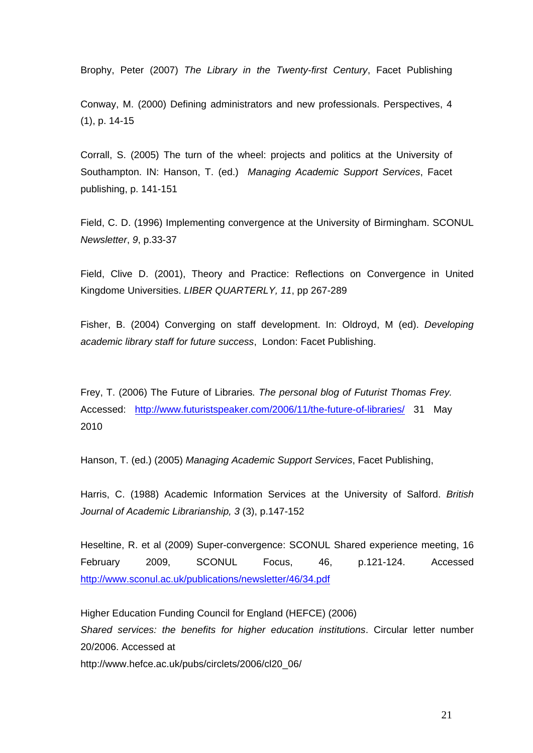Brophy, Peter (2007) *The Library in the Twenty-first Century*, Facet Publishing

Conway, M. (2000) Defining administrators and new professionals. Perspectives, 4 (1), p. 14-15

Corrall, S. (2005) The turn of the wheel: projects and politics at the University of Southampton. IN: Hanson, T. (ed.) *Managing Academic Support Services*, Facet publishing, p. 141-151

Field, C. D. (1996) Implementing convergence at the University of Birmingham. SCONUL *Newsletter*, *9*, p.33-37

Field, Clive D. (2001), Theory and Practice: Reflections on Convergence in United Kingdome Universities. *LIBER QUARTERLY, 11*, pp 267-289

Fisher, B. (2004) Converging on staff development. In: Oldroyd, M (ed). *Developing academic library staff for future success*, London: Facet Publishing.

Frey, T. (2006) The Future of Libraries*. The personal blog of Futurist Thomas Frey.* Accessed: http://www.futuristspeaker.com/2006/11/the-future-of-libraries/ 31 May 2010

Hanson, T. (ed.) (2005) *Managing Academic Support Services*, Facet Publishing,

Harris, C. (1988) Academic Information Services at the University of Salford. *British Journal of Academic Librarianship, 3* (3), p.147-152

Heseltine, R. et al (2009) Super-convergence: SCONUL Shared experience meeting, 16 February 2009, SCONUL Focus, 46, p.121-124. Accessed http://www.sconul.ac.uk/publications/newsletter/46/34.pdf

Higher Education Funding Council for England (HEFCE) (2006)
*Shared services: the benefits for higher education institutions*. Circular letter number 20/2006. Accessed at
http://www.hefce.ac.uk/pubs/circlets/2006/cl20_06/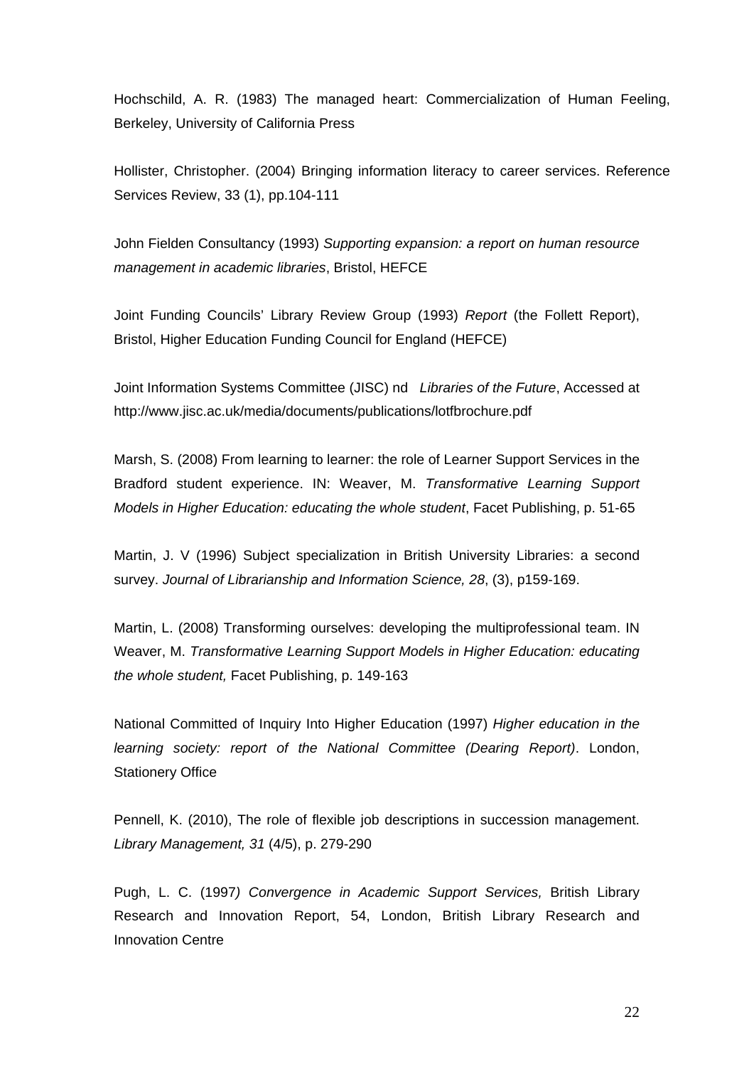Hochschild, A. R. (1983) The managed heart: Commercialization of Human Feeling, Berkeley, University of California Press

Hollister, Christopher. (2004) Bringing information literacy to career services. Reference Services Review, 33 (1), pp.104-111

John Fielden Consultancy (1993) *Supporting expansion: a report on human resource management in academic libraries*, Bristol, HEFCE

Joint Funding Councils' Library Review Group (1993) *Report* (the Follett Report), Bristol, Higher Education Funding Council for England (HEFCE)

Joint Information Systems Committee (JISC) nd *Libraries of the Future*, Accessed at http://www.jisc.ac.uk/media/documents/publications/lotfbrochure.pdf

Marsh, S. (2008) From learning to learner: the role of Learner Support Services in the Bradford student experience. IN: Weaver, M. *Transformative Learning Support Models in Higher Education: educating the whole student*, Facet Publishing, p. 51-65

Martin, J. V (1996) Subject specialization in British University Libraries: a second survey. *Journal of Librarianship and Information Science, 28*, (3), p159-169.

Martin, L. (2008) Transforming ourselves: developing the multiprofessional team. IN Weaver, M. *Transformative Learning Support Models in Higher Education: educating the whole student,* Facet Publishing, p. 149-163

National Committed of Inquiry Into Higher Education (1997) *Higher education in the learning society: report of the National Committee (Dearing Report)*. London, Stationery Office

Pennell, K. (2010), The role of flexible job descriptions in succession management. *Library Management, 31* (4/5), p. 279-290

Pugh, L. C. (1997*) Convergence in Academic Support Services,* British Library Research and Innovation Report, 54, London, British Library Research and Innovation Centre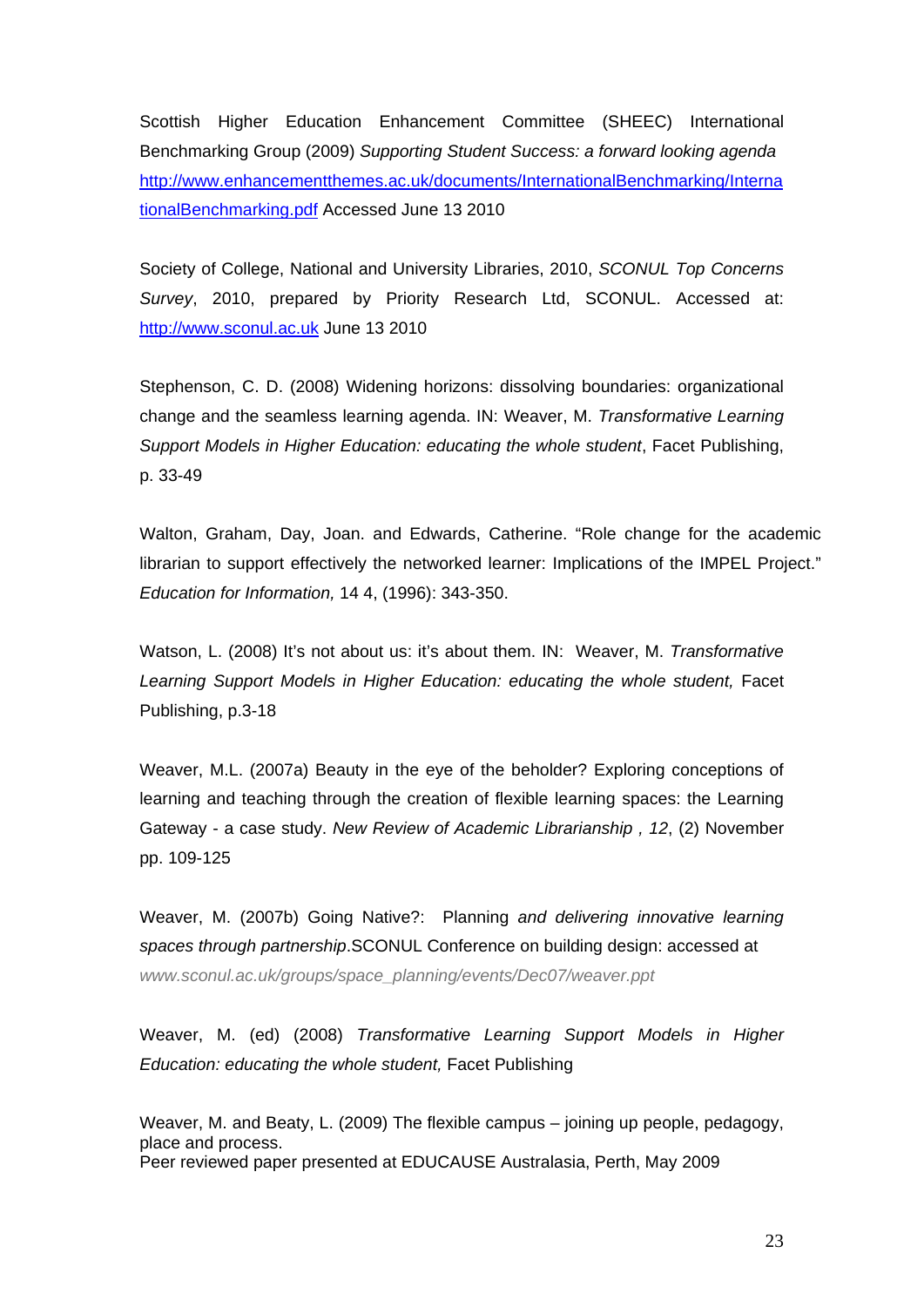Scottish Higher Education Enhancement Committee (SHEEC) International Benchmarking Group (2009) *Supporting Student Success: a forward looking agenda* http://www.enhancementthemes.ac.uk/documents/InternationalBenchmarking/InternationalBenchmarking.pdf Accessed June 13 2010

Society of College, National and University Libraries, 2010, *SCONUL Top Concerns Survey*, 2010, prepared by Priority Research Ltd, SCONUL. Accessed at: http://www.sconul.ac.uk June 13 2010

Stephenson, C. D. (2008) Widening horizons: dissolving boundaries: organizational change and the seamless learning agenda. IN: Weaver, M. *Transformative Learning Support Models in Higher Education: educating the whole student*, Facet Publishing, p. 33-49

Walton, Graham, Day, Joan. and Edwards, Catherine. "Role change for the academic librarian to support effectively the networked learner: Implications of the IMPEL Project." *Education for Information,* 14 4, (1996): 343-350.

Watson, L. (2008) It's not about us: it's about them. IN: Weaver, M. *Transformative Learning Support Models in Higher Education: educating the whole student,* Facet Publishing, p.3-18

Weaver, M.L. (2007a) Beauty in the eye of the beholder? Exploring conceptions of learning and teaching through the creation of flexible learning spaces: the Learning Gateway - a case study. *New Review of Academic Librarianship , 12*, (2) November pp. 109-125

Weaver, M. (2007b) Going Native?: Planning *and delivering innovative learning spaces through partnership*.SCONUL Conference on building design: accessed at *www.sconul.ac.uk/groups/space_planning/events/Dec07/weaver.ppt*

Weaver, M. (ed) (2008) *Transformative Learning Support Models in Higher Education: educating the whole student,* Facet Publishing

Weaver, M. and Beaty, L. (2009) The flexible campus – joining up people, pedagogy, place and process.
Peer reviewed paper presented at EDUCAUSE Australasia, Perth, May 2009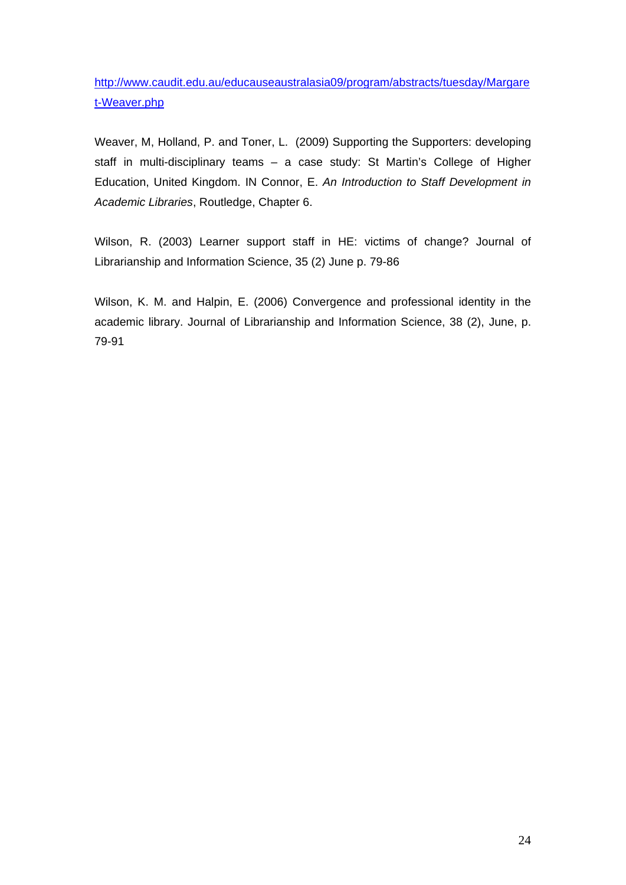http://www.caudit.edu.au/educauseaustralasia09/program/abstracts/tuesday/Margaret-Weaver.php

Weaver, M, Holland, P. and Toner, L. (2009) Supporting the Supporters: developing staff in multi-disciplinary teams – a case study: St Martin's College of Higher Education, United Kingdom. IN Connor, E. *An Introduction to Staff Development in Academic Libraries*, Routledge, Chapter 6.

Wilson, R. (2003) Learner support staff in HE: victims of change? Journal of Librarianship and Information Science, 35 (2) June p. 79-86

Wilson, K. M. and Halpin, E. (2006) Convergence and professional identity in the academic library. Journal of Librarianship and Information Science, 38 (2), June, p. 79-91